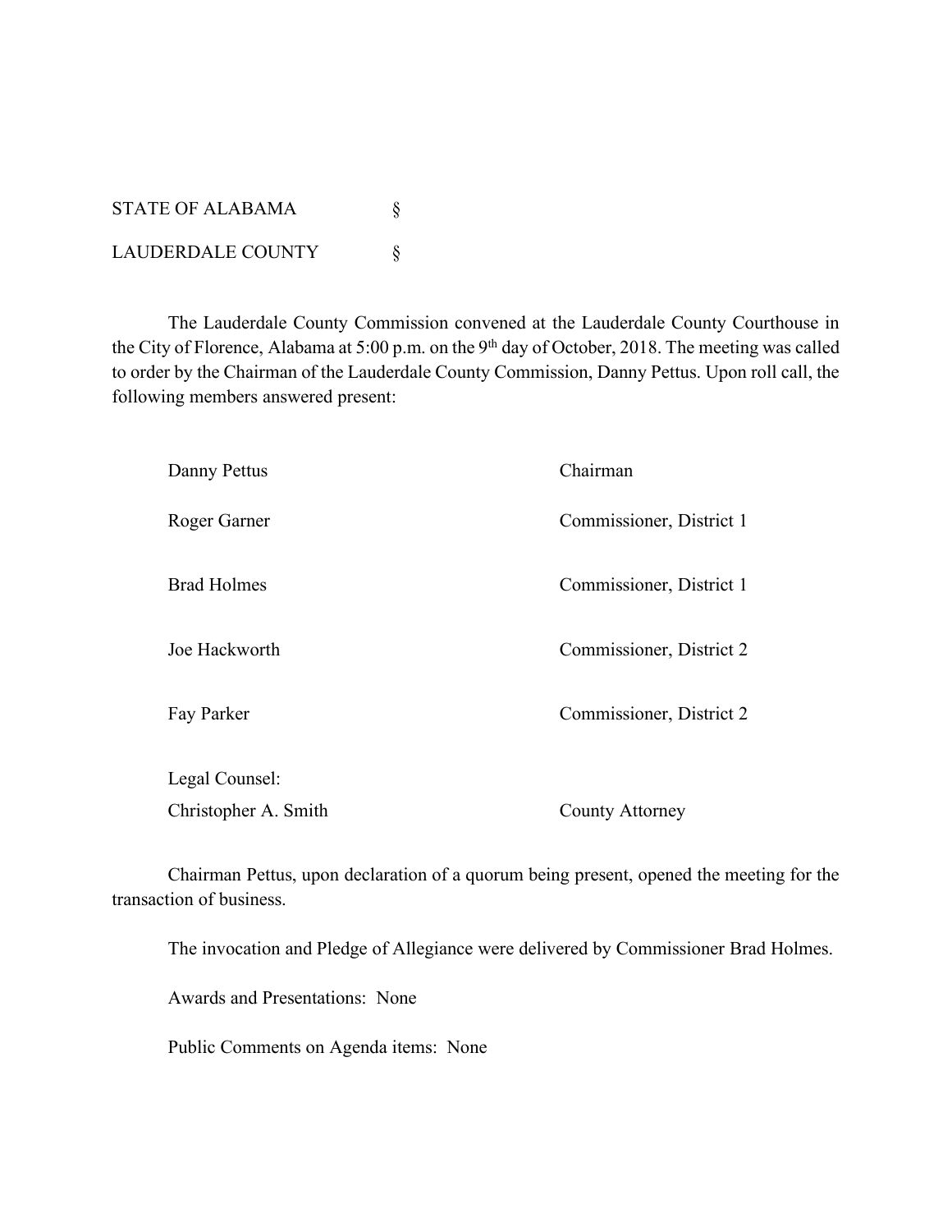STATE OF ALABAMA §

LAUDERDALE COUNTY §

The Lauderdale County Commission convened at the Lauderdale County Courthouse in the City of Florence, Alabama at 5:00 p.m. on the 9th day of October, 2018. The meeting was called to order by the Chairman of the Lauderdale County Commission, Danny Pettus. Upon roll call, the following members answered present:

| | |
|---|---|
| Danny Pettus | Chairman |
| Roger Garner | Commissioner, District 1 |
| Brad Holmes | Commissioner, District 1 |
| Joe Hackworth | Commissioner, District 2 |
| Fay Parker | Commissioner, District 2 |
| Legal Counsel: | |
| Christopher A. Smith | County Attorney |

Chairman Pettus, upon declaration of a quorum being present, opened the meeting for the transaction of business.

The invocation and Pledge of Allegiance were delivered by Commissioner Brad Holmes.

Awards and Presentations: None

Public Comments on Agenda items: None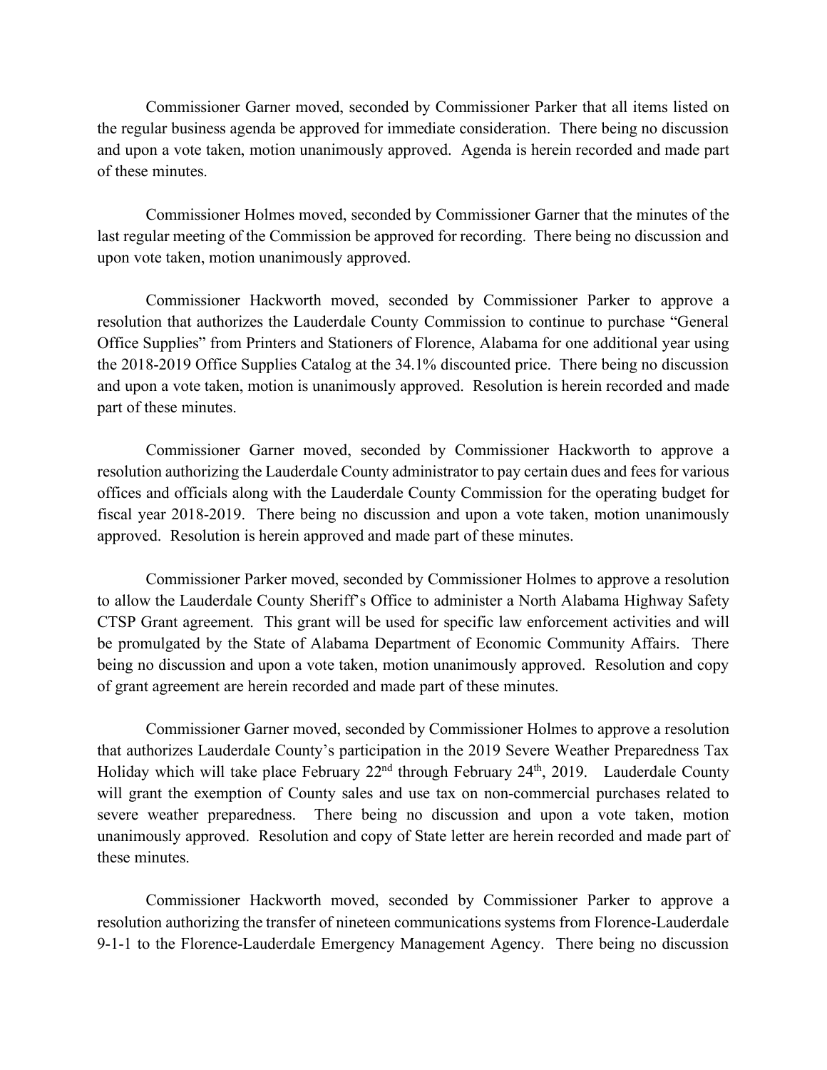Commissioner Garner moved, seconded by Commissioner Parker that all items listed on the regular business agenda be approved for immediate consideration. There being no discussion and upon a vote taken, motion unanimously approved. Agenda is herein recorded and made part of these minutes.

Commissioner Holmes moved, seconded by Commissioner Garner that the minutes of the last regular meeting of the Commission be approved for recording. There being no discussion and upon vote taken, motion unanimously approved.

Commissioner Hackworth moved, seconded by Commissioner Parker to approve a resolution that authorizes the Lauderdale County Commission to continue to purchase "General Office Supplies" from Printers and Stationers of Florence, Alabama for one additional year using the 2018-2019 Office Supplies Catalog at the 34.1% discounted price. There being no discussion and upon a vote taken, motion is unanimously approved. Resolution is herein recorded and made part of these minutes.

Commissioner Garner moved, seconded by Commissioner Hackworth to approve a resolution authorizing the Lauderdale County administrator to pay certain dues and fees for various offices and officials along with the Lauderdale County Commission for the operating budget for fiscal year 2018-2019. There being no discussion and upon a vote taken, motion unanimously approved. Resolution is herein approved and made part of these minutes.

Commissioner Parker moved, seconded by Commissioner Holmes to approve a resolution to allow the Lauderdale County Sheriff's Office to administer a North Alabama Highway Safety CTSP Grant agreement. This grant will be used for specific law enforcement activities and will be promulgated by the State of Alabama Department of Economic Community Affairs. There being no discussion and upon a vote taken, motion unanimously approved. Resolution and copy of grant agreement are herein recorded and made part of these minutes.

Commissioner Garner moved, seconded by Commissioner Holmes to approve a resolution that authorizes Lauderdale County's participation in the 2019 Severe Weather Preparedness Tax Holiday which will take place February 22nd through February 24th, 2019. Lauderdale County will grant the exemption of County sales and use tax on non-commercial purchases related to severe weather preparedness. There being no discussion and upon a vote taken, motion unanimously approved. Resolution and copy of State letter are herein recorded and made part of these minutes.

Commissioner Hackworth moved, seconded by Commissioner Parker to approve a resolution authorizing the transfer of nineteen communications systems from Florence-Lauderdale 9-1-1 to the Florence-Lauderdale Emergency Management Agency. There being no discussion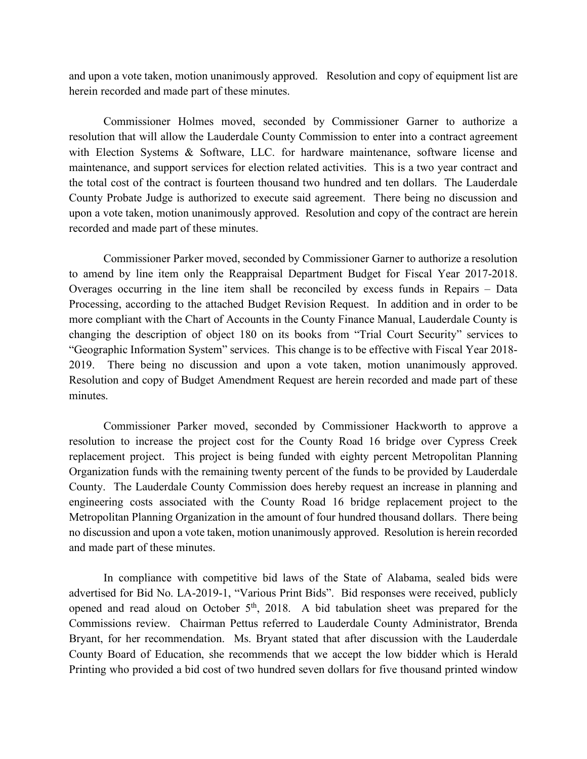and upon a vote taken, motion unanimously approved. Resolution and copy of equipment list are herein recorded and made part of these minutes.

Commissioner Holmes moved, seconded by Commissioner Garner to authorize a resolution that will allow the Lauderdale County Commission to enter into a contract agreement with Election Systems & Software, LLC. for hardware maintenance, software license and maintenance, and support services for election related activities. This is a two year contract and the total cost of the contract is fourteen thousand two hundred and ten dollars. The Lauderdale County Probate Judge is authorized to execute said agreement. There being no discussion and upon a vote taken, motion unanimously approved. Resolution and copy of the contract are herein recorded and made part of these minutes.

Commissioner Parker moved, seconded by Commissioner Garner to authorize a resolution to amend by line item only the Reappraisal Department Budget for Fiscal Year 2017-2018. Overages occurring in the line item shall be reconciled by excess funds in Repairs – Data Processing, according to the attached Budget Revision Request. In addition and in order to be more compliant with the Chart of Accounts in the County Finance Manual, Lauderdale County is changing the description of object 180 on its books from "Trial Court Security" services to "Geographic Information System" services. This change is to be effective with Fiscal Year 2018-2019. There being no discussion and upon a vote taken, motion unanimously approved. Resolution and copy of Budget Amendment Request are herein recorded and made part of these minutes.

Commissioner Parker moved, seconded by Commissioner Hackworth to approve a resolution to increase the project cost for the County Road 16 bridge over Cypress Creek replacement project. This project is being funded with eighty percent Metropolitan Planning Organization funds with the remaining twenty percent of the funds to be provided by Lauderdale County. The Lauderdale County Commission does hereby request an increase in planning and engineering costs associated with the County Road 16 bridge replacement project to the Metropolitan Planning Organization in the amount of four hundred thousand dollars. There being no discussion and upon a vote taken, motion unanimously approved. Resolution is herein recorded and made part of these minutes.

In compliance with competitive bid laws of the State of Alabama, sealed bids were advertised for Bid No. LA-2019-1, "Various Print Bids". Bid responses were received, publicly opened and read aloud on October 5th, 2018. A bid tabulation sheet was prepared for the Commissions review. Chairman Pettus referred to Lauderdale County Administrator, Brenda Bryant, for her recommendation. Ms. Bryant stated that after discussion with the Lauderdale County Board of Education, she recommends that we accept the low bidder which is Herald Printing who provided a bid cost of two hundred seven dollars for five thousand printed window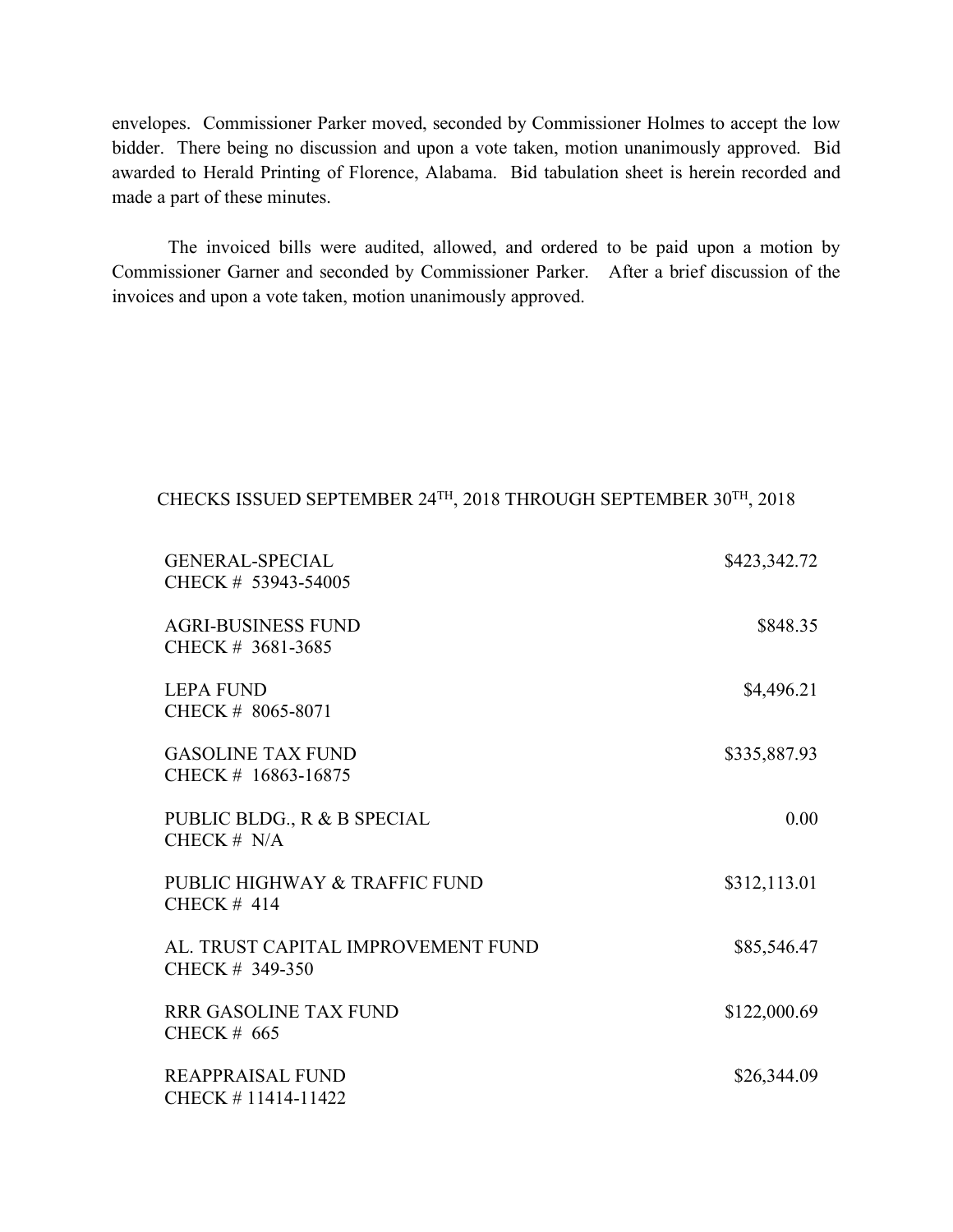envelopes. Commissioner Parker moved, seconded by Commissioner Holmes to accept the low bidder. There being no discussion and upon a vote taken, motion unanimously approved. Bid awarded to Herald Printing of Florence, Alabama. Bid tabulation sheet is herein recorded and made a part of these minutes.

The invoiced bills were audited, allowed, and ordered to be paid upon a motion by Commissioner Garner and seconded by Commissioner Parker. After a brief discussion of the invoices and upon a vote taken, motion unanimously approved.

CHECKS ISSUED SEPTEMBER 24TH, 2018 THROUGH SEPTEMBER 30TH, 2018

| | |
|---|---|
| GENERAL-SPECIAL<br>CHECK # 53943-54005 | $423,342.72 |
| AGRI-BUSINESS FUND<br>CHECK # 3681-3685 | $848.35 |
| LEPA FUND<br>CHECK # 8065-8071 | $4,496.21 |
| GASOLINE TAX FUND<br>CHECK # 16863-16875 | $335,887.93 |
| PUBLIC BLDG., R & B SPECIAL<br>CHECK # N/A | 0.00 |
| PUBLIC HIGHWAY & TRAFFIC FUND<br>CHECK # 414 | $312,113.01 |
| AL. TRUST CAPITAL IMPROVEMENT FUND<br>CHECK # 349-350 | $85,546.47 |
| RRR GASOLINE TAX FUND<br>CHECK # 665 | $122,000.69 |
| REAPPRAISAL FUND<br>CHECK # 11414-11422 | $26,344.09 |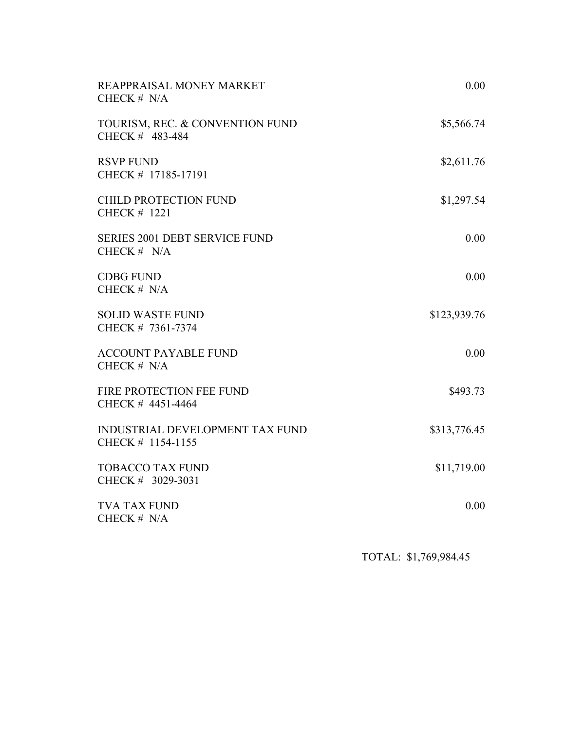| | |
|---|---|
| REAPPRAISAL MONEY MARKET<br>CHECK # N/A | 0.00 |
| TOURISM, REC. & CONVENTION FUND<br>CHECK # 483-484 | $5,566.74 |
| RSVP FUND<br>CHECK # 17185-17191 | $2,611.76 |
| CHILD PROTECTION FUND<br>CHECK # 1221 | $1,297.54 |
| SERIES 2001 DEBT SERVICE FUND<br>CHECK # N/A | 0.00 |
| CDBG FUND<br>CHECK # N/A | 0.00 |
| SOLID WASTE FUND<br>CHECK # 7361-7374 | $123,939.76 |
| ACCOUNT PAYABLE FUND<br>CHECK # N/A | 0.00 |
| FIRE PROTECTION FEE FUND<br>CHECK # 4451-4464 | $493.73 |
| INDUSTRIAL DEVELOPMENT TAX FUND<br>CHECK # 1154-1155 | $313,776.45 |
| TOBACCO TAX FUND<br>CHECK # 3029-3031 | $11,719.00 |
| TVA TAX FUND<br>CHECK # N/A | 0.00 |

TOTAL: $1,769,984.45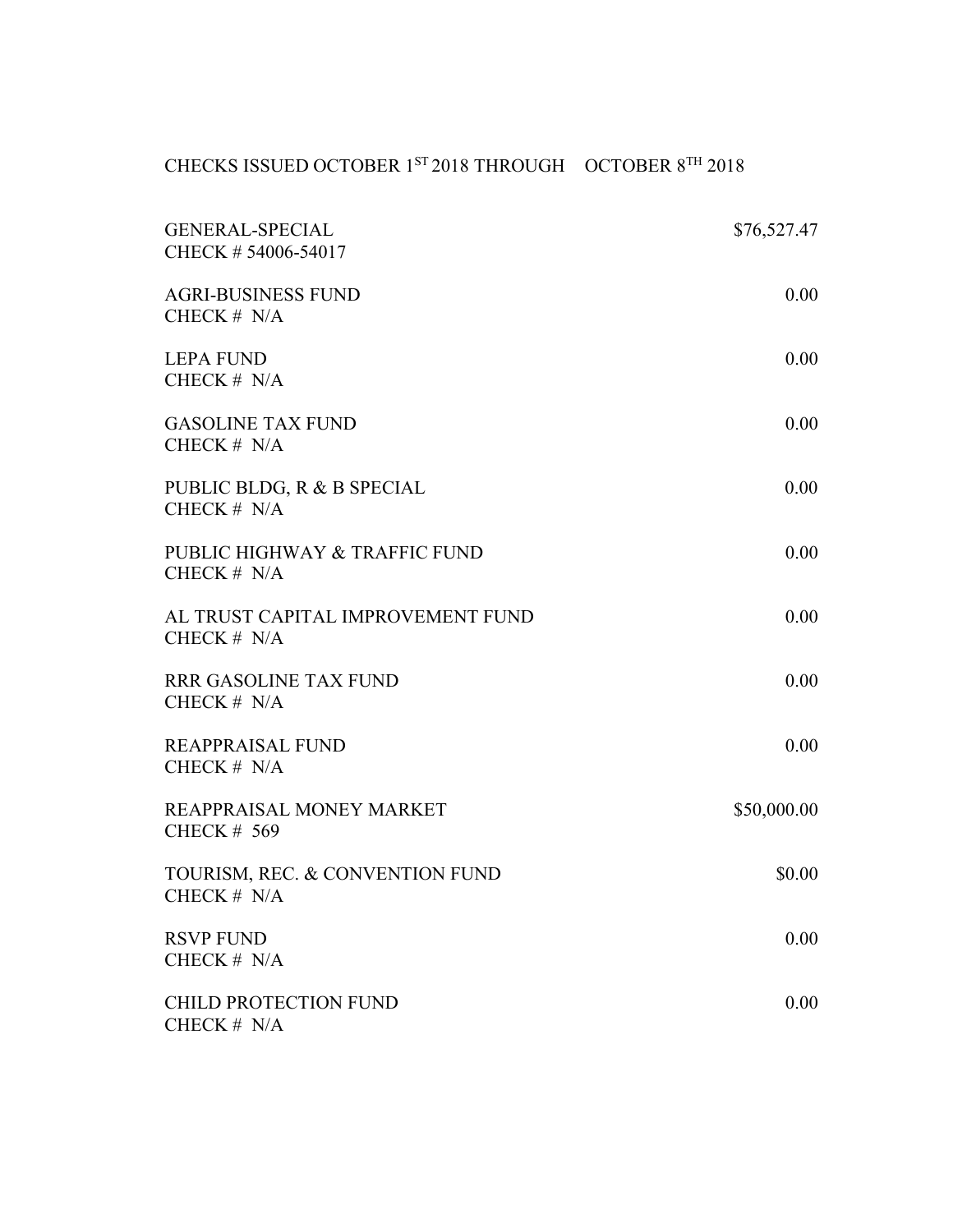CHECKS ISSUED OCTOBER 1ST 2018 THROUGH OCTOBER 8TH 2018

| | |
|---|---|
| GENERAL-SPECIAL<br>CHECK # 54006-54017 | $76,527.47 |
| AGRI-BUSINESS FUND<br>CHECK # N/A | 0.00 |
| LEPA FUND<br>CHECK # N/A | 0.00 |
| GASOLINE TAX FUND<br>CHECK # N/A | 0.00 |
| PUBLIC BLDG, R & B SPECIAL<br>CHECK # N/A | 0.00 |
| PUBLIC HIGHWAY & TRAFFIC FUND<br>CHECK # N/A | 0.00 |
| AL TRUST CAPITAL IMPROVEMENT FUND<br>CHECK # N/A | 0.00 |
| RRR GASOLINE TAX FUND<br>CHECK # N/A | 0.00 |
| REAPPRAISAL FUND<br>CHECK # N/A | 0.00 |
| REAPPRAISAL MONEY MARKET<br>CHECK # 569 | $50,000.00 |
| TOURISM, REC. & CONVENTION FUND<br>CHECK # N/A | $0.00 |
| RSVP FUND<br>CHECK # N/A | 0.00 |
| CHILD PROTECTION FUND<br>CHECK # N/A | 0.00 |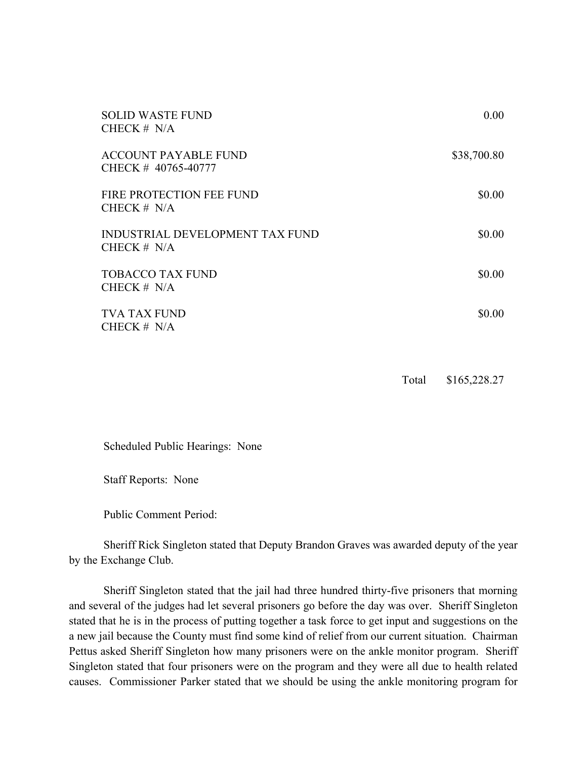| | |
|---|---|
| SOLID WASTE FUND<br>CHECK # N/A | 0.00 |
| ACCOUNT PAYABLE FUND<br>CHECK # 40765-40777 | $38,700.80 |
| FIRE PROTECTION FEE FUND<br>CHECK # N/A | $0.00 |
| INDUSTRIAL DEVELOPMENT TAX FUND<br>CHECK # N/A | $0.00 |
| TOBACCO TAX FUND<br>CHECK # N/A | $0.00 |
| TVA TAX FUND<br>CHECK # N/A | $0.00 |
| Total | $165,228.27 |

Scheduled Public Hearings: None

Staff Reports: None

Public Comment Period:

Sheriff Rick Singleton stated that Deputy Brandon Graves was awarded deputy of the year by the Exchange Club.

Sheriff Singleton stated that the jail had three hundred thirty-five prisoners that morning and several of the judges had let several prisoners go before the day was over. Sheriff Singleton stated that he is in the process of putting together a task force to get input and suggestions on the a new jail because the County must find some kind of relief from our current situation. Chairman Pettus asked Sheriff Singleton how many prisoners were on the ankle monitor program. Sheriff Singleton stated that four prisoners were on the program and they were all due to health related causes. Commissioner Parker stated that we should be using the ankle monitoring program for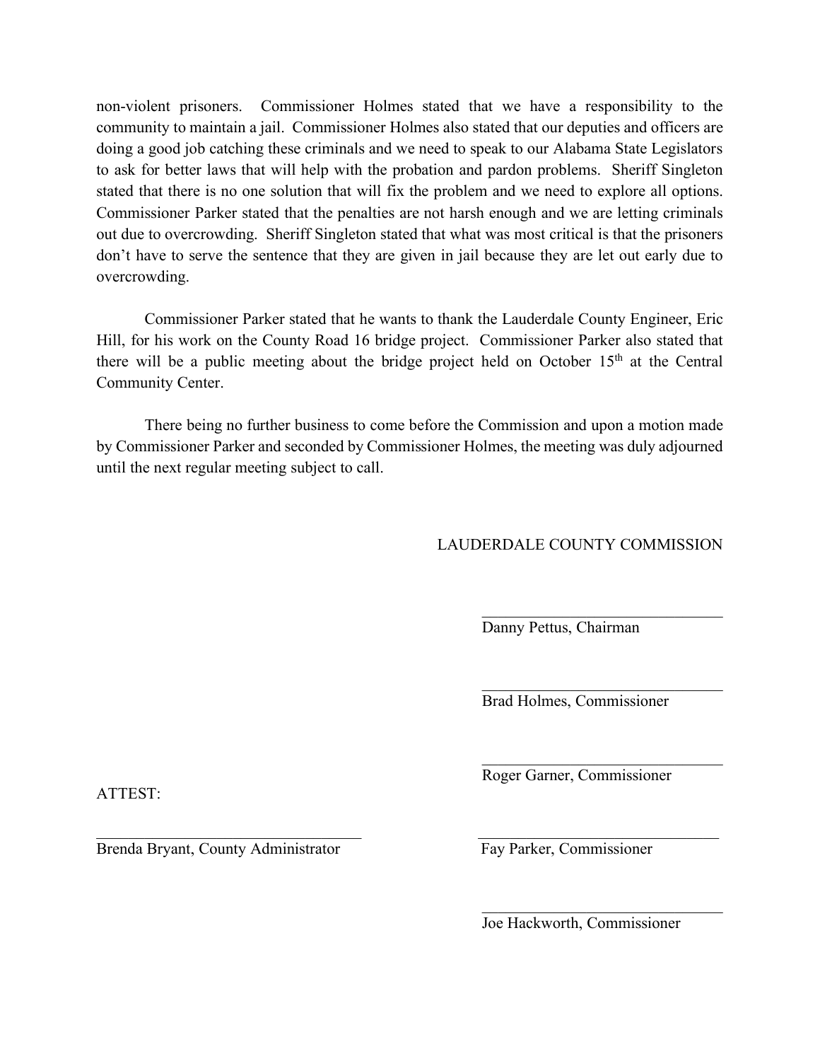non-violent prisoners. Commissioner Holmes stated that we have a responsibility to the community to maintain a jail. Commissioner Holmes also stated that our deputies and officers are doing a good job catching these criminals and we need to speak to our Alabama State Legislators to ask for better laws that will help with the probation and pardon problems. Sheriff Singleton stated that there is no one solution that will fix the problem and we need to explore all options. Commissioner Parker stated that the penalties are not harsh enough and we are letting criminals out due to overcrowding. Sheriff Singleton stated that what was most critical is that the prisoners don't have to serve the sentence that they are given in jail because they are let out early due to overcrowding.

Commissioner Parker stated that he wants to thank the Lauderdale County Engineer, Eric Hill, for his work on the County Road 16 bridge project. Commissioner Parker also stated that there will be a public meeting about the bridge project held on October 15th at the Central Community Center.

There being no further business to come before the Commission and upon a motion made by Commissioner Parker and seconded by Commissioner Holmes, the meeting was duly adjourned until the next regular meeting subject to call.

LAUDERDALE COUNTY COMMISSION

\_\_\_\_\_\_\_\_\_\_\_\_\_\_\_\_\_\_\_\_\_\_\_\_\_\_\_\_\_\_
Danny Pettus, Chairman

\_\_\_\_\_\_\_\_\_\_\_\_\_\_\_\_\_\_\_\_\_\_\_\_\_\_\_\_\_\_
Brad Holmes, Commissioner

\_\_\_\_\_\_\_\_\_\_\_\_\_\_\_\_\_\_\_\_\_\_\_\_\_\_\_\_\_\_
Roger Garner, Commissioner

ATTEST:

\_\_\_\_\_\_\_\_\_\_\_\_\_\_\_\_\_\_\_\_\_\_\_\_\_\_\_\_\_\_
Brenda Bryant, County Administrator

\_\_\_\_\_\_\_\_\_\_\_\_\_\_\_\_\_\_\_\_\_\_\_\_\_\_\_\_\_\_
Fay Parker, Commissioner

\_\_\_\_\_\_\_\_\_\_\_\_\_\_\_\_\_\_\_\_\_\_\_\_\_\_\_\_\_\_
Joe Hackworth, Commissioner